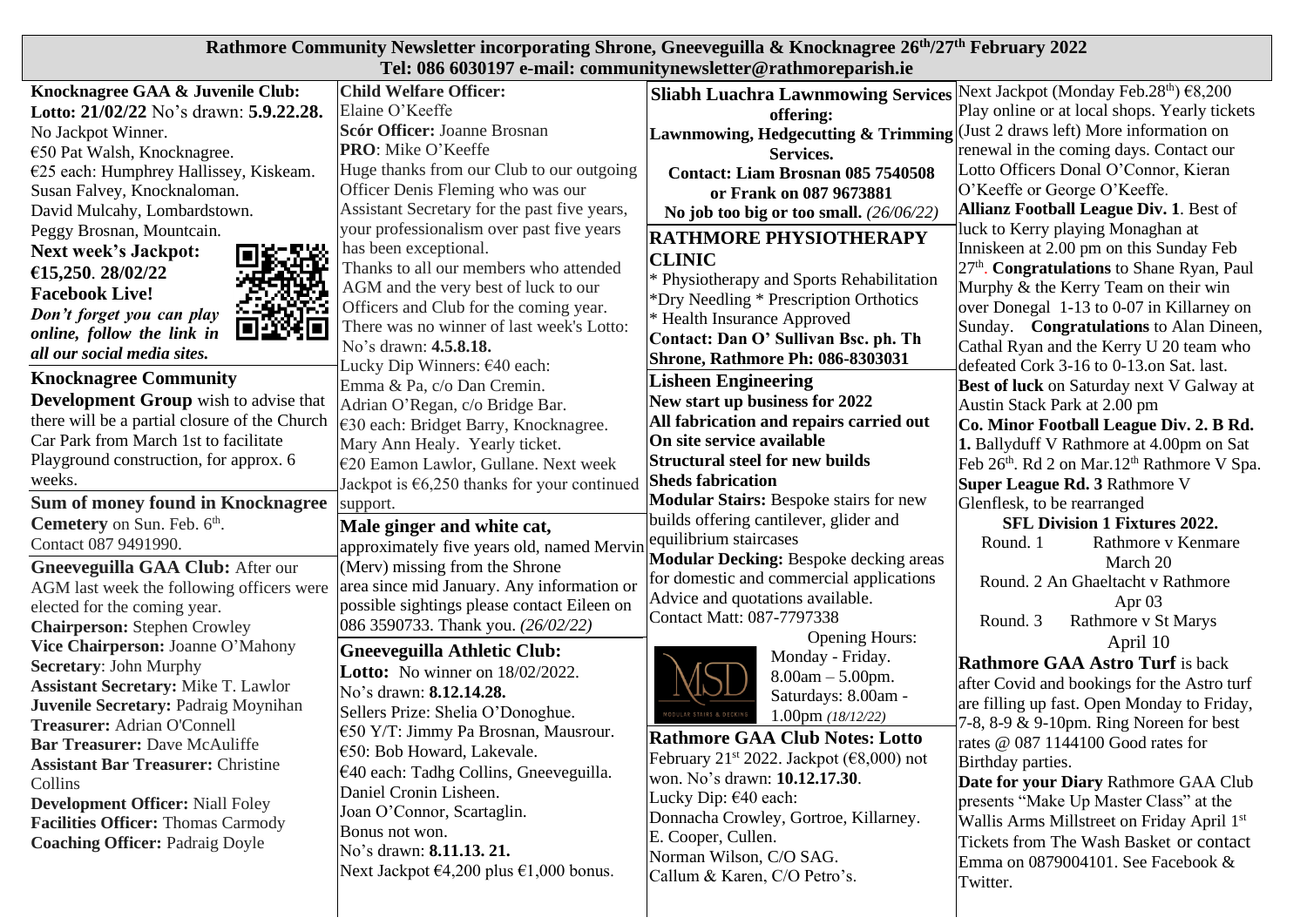# Rathmore Community Newsletter incorporating Shrone, Gneeveguilla & Knocknagree 26th/27th February 2022

**Tel: 086 6030197 e-mail: communitynewsletter@rathmoreparish.ie**

**Knocknagree GAA & Juvenile Club:**
**Lotto: 21/02/22** No's drawn: **5.9.22.28.**
No Jackpot Winner.
€50 Pat Walsh, Knocknagree.
€25 each: Humphrey Hallissey, Kiskeam.
Susan Falvey, Knocknaloman.
David Mulcahy, Lombardstown.
Peggy Brosnan, Mountcain.
**Next week's Jackpot: €15,250. 28/02/22**
**Facebook Live!**
***Don't forget you can play online, follow the link in all our social media sites.***

**Knocknagree Community Development Group** wish to advise that there will be a partial closure of the Church Car Park from March 1st to facilitate Playground construction, for approx. 6 weeks.

**Sum of money found in Knocknagree Cemetery** on Sun. Feb. 6th.
Contact 087 9491990.

**Gneeveguilla GAA Club:** After our AGM last week the following officers were elected for the coming year.
**Chairperson:** Stephen Crowley
**Vice Chairperson:** Joanne O'Mahony
**Secretary**: John Murphy
**Assistant Secretary:** Mike T. Lawlor
**Juvenile Secretary:** Padraig Moynihan
**Treasurer:** Adrian O'Connell
**Bar Treasurer:** Dave McAuliffe
**Assistant Bar Treasurer:** Christine Collins
**Development Officer:** Niall Foley
**Facilities Officer:** Thomas Carmody
**Coaching Officer:** Padraig Doyle
**Child Welfare Officer:** Elaine O'Keeffe
**Scór Officer:** Joanne Brosnan
**PRO**: Mike O'Keeffe
Huge thanks from our Club to our outgoing Officer Denis Fleming who was our Assistant Secretary for the past five years, your professionalism over past five years has been exceptional.
Thanks to all our members who attended AGM and the very best of luck to our Officers and Club for the coming year.
There was no winner of last week's Lotto: No's drawn: **4.5.8.18.**
Lucky Dip Winners: €40 each:
Emma & Pa, c/o Dan Cremin.
Adrian O'Regan, c/o Bridge Bar.
€30 each: Bridget Barry, Knocknagree.
Mary Ann Healy. Yearly ticket.
€20 Eamon Lawlor, Gullane. Next week Jackpot is €6,250 thanks for your continued support.

**Male ginger and white cat,** approximately five years old, named Mervin (Merv) missing from the Shrone area since mid January. Any information or possible sightings please contact Eileen on 086 3590733. Thank you. *(26/02/22)*

**Gneeveguilla Athletic Club:**
**Lotto:** No winner on 18/02/2022.
No's drawn: **8.12.14.28.**
Sellers Prize: Shelia O'Donoghue.
€50 Y/T: Jimmy Pa Brosnan, Mausrour.
€50: Bob Howard, Lakevale.
€40 each: Tadhg Collins, Gneeveguilla.
Daniel Cronin Lisheen.
Joan O'Connor, Scartaglin.
Bonus not won.
No's drawn: **8.11.13. 21.**
Next Jackpot €4,200 plus €1,000 bonus.

**Sliabh Luachra Lawnmowing Services offering:**
**Lawnmowing, Hedgecutting & Trimming Services.**
**Contact: Liam Brosnan 085 7540508 or Frank on 087 9673881**
**No job too big or too small.** *(26/06/22)*

**RATHMORE PHYSIOTHERAPY CLINIC**
\* Physiotherapy and Sports Rehabilitation
\*Dry Needling \* Prescription Orthotics
\* Health Insurance Approved
**Contact: Dan O' Sullivan Bsc. ph. Th Shrone, Rathmore Ph: 086-8303031**

**Lisheen Engineering**
**New start up business for 2022**
**All fabrication and repairs carried out**
**On site service available**
**Structural steel for new builds**
**Sheds fabrication**
**Modular Stairs:** Bespoke stairs for new builds offering cantilever, glider and equilibrium staircases
**Modular Decking:** Bespoke decking areas for domestic and commercial applications
Advice and quotations available.
Contact Matt: 087-7797338
Opening Hours:
Monday - Friday.
8.00am – 5.00pm.
Saturdays: 8.00am - 1.00pm *(18/12/22)*

**Rathmore GAA Club Notes: Lotto**
February 21st 2022. Jackpot (€8,000) not won. No's drawn: **10.12.17.30**.
Lucky Dip: €40 each:
Donnacha Crowley, Gortroe, Killarney.
E. Cooper, Cullen.
Norman Wilson, C/O SAG.
Callum & Karen, C/O Petro's.
Next Jackpot (Monday Feb.28th) €8,200
Play online or at local shops. Yearly tickets (Just 2 draws left) More information on renewal in the coming days. Contact our Lotto Officers Donal O'Connor, Kieran O'Keeffe or George O'Keeffe.
**Allianz Football League Div. 1**. Best of luck to Kerry playing Monaghan at Inniskeen at 2.00 pm on this Sunday Feb 27th. **Congratulations** to Shane Ryan, Paul Murphy & the Kerry Team on their win over Donegal 1-13 to 0-07 in Killarney on Sunday. **Congratulations** to Alan Dineen, Cathal Ryan and the Kerry U 20 team who defeated Cork 3-16 to 0-13.on Sat. last.
**Best of luck** on Saturday next V Galway at Austin Stack Park at 2.00 pm
**Co. Minor Football League Div. 2. B Rd. 1.** Ballyduff V Rathmore at 4.00pm on Sat Feb 26th. Rd 2 on Mar.12th Rathmore V Spa.
**Super League Rd. 3** Rathmore V Glenflesk, to be rearranged

**SFL Division 1 Fixtures 2022.**
Round. 1 Rathmore v Kenmare March 20
Round. 2 An Ghaeltacht v Rathmore Apr 03
Round. 3 Rathmore v St Marys April 10

**Rathmore GAA Astro Turf** is back after Covid and bookings for the Astro turf are filling up fast. Open Monday to Friday, 7-8, 8-9 & 9-10pm. Ring Noreen for best rates @ 087 1144100 Good rates for Birthday parties.

**Date for your Diary** Rathmore GAA Club presents "Make Up Master Class" at the Wallis Arms Millstreet on Friday April 1st Tickets from The Wash Basket or contact Emma on 0879004101. See Facebook & Twitter.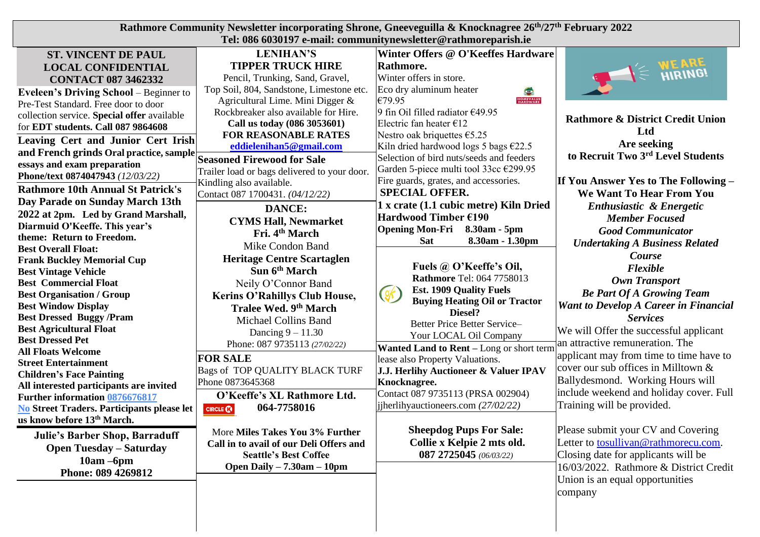**Rathmore Community Newsletter incorporating Shrone, Gneeveguilla & Knocknagree 26th/27th February 2022**
**Tel: 086 6030197 e-mail: communitynewsletter@rathmoreparish.ie**

**ST. VINCENT DE PAUL LOCAL CONFIDENTIAL CONTACT 087 3462332**

**Eveleen's Driving School** – Beginner to Pre-Test Standard. Free door to door collection service. **Special offer** available for **EDT students. Call 087 9864608**

**Leaving Cert and Junior Cert Irish and French grinds Oral practice, sample essays and exam preparation Phone/text 0874047943** *(12/03/22)*

**Rathmore 10th Annual St Patrick's Day Parade on Sunday March 13th 2022 at 2pm. Led by Grand Marshall, Diarmuid O'Keeffe. This year's theme: Return to Freedom.**

**Best Overall Float:**
**Frank Buckley Memorial Cup**
**Best Vintage Vehicle**
**Best Commercial Float**
**Best Organisation / Group**
**Best Window Display**
**Best Dressed Buggy /Pram**
**Best Agricultural Float**
**Best Dressed Pet**
**All Floats Welcome**
**Street Entertainment**
**Children's Face Painting**
**All interested participants are invited**
**Further information 0876676817**
**No Street Traders. Participants please let us know before 13th March.**

**Julie's Barber Shop, Barraduff**
**Open Tuesday – Saturday**
**10am –6pm**
**Phone: 089 4269812**

**LENIHAN'S TIPPER TRUCK HIRE**
Pencil, Trunking, Sand, Gravel, Top Soil, 804, Sandstone, Limestone etc. Agricultural Lime. Mini Digger & Rockbreaker also available for Hire.
**Call us today (086 3053601)**
**FOR REASONABLE RATES**
**eddielenihan5@gmail.com**

**Seasoned Firewood for Sale**
Trailer load or bags delivered to your door. Kindling also available.
Contact 087 1700431. *(04/12/22)*

**DANCE:**
**CYMS Hall, Newmarket**
**Fri. 4th March**
Mike Condon Band
**Heritage Centre Scartaglen**
**Sun 6th March**
Neily O'Connor Band
**Kerins O'Rahillys Club House, Tralee Wed. 9th March**
Michael Collins Band
Dancing 9 – 11.30
Phone: 087 9735113 *(27/02/22)*

**FOR SALE**
Bags of TOP QUALITY BLACK TURF
Phone 0873645368

**O'Keeffe's XL Rathmore Ltd.**
**064-7758016**

More **Miles Takes You 3% Further**
**Call in to avail of our Deli Offers and Seattle's Best Coffee**
**Open Daily – 7.30am – 10pm**

**Winter Offers @ O'Keeffes Hardware Rathmore.**
Winter offers in store.
Eco dry aluminum heater €79.95
9 fin Oil filled radiator €49.95
Electric fan heater €12
Nestro oak briquettes €5.25
Kiln dried hardwood logs 5 bags €22.5
Selection of bird nuts/seeds and feeders
Garden 5-piece multi tool 33cc €299.95
Fire guards, grates, and accessories.
**SPECIAL OFFER.**
**1 x crate (1.1 cubic metre) Kiln Dried Hardwood Timber €190**
**Opening Mon-Fri 8.30am - 5pm**
**Sat 8.30am - 1.30pm**

**Fuels @ O'Keeffe's Oil, Rathmore** Tel: 064 7758013
**Est. 1909 Quality Fuels**
**Buying Heating Oil or Tractor Diesel?**
Better Price Better Service–
Your LOCAL Oil Company

**Wanted Land to Rent** – Long or short term lease also Property Valuations.
**J.J. Herlihy Auctioneer & Valuer IPAV Knocknagree.**
Contact 087 9735113 (PRSA 002904)
jjherlihyauctioneers.com *(27/02/22)*

**Sheepdog Pups For Sale:**
**Collie x Kelpie 2 mts old.**
**087 2725045** *(06/03/22)*

WE ARE HIRING!

**Rathmore & District Credit Union Ltd**
**Are seeking**
**to Recruit Two 3rd Level Students**

**If You Answer Yes to The Following – We Want To Hear From You**
***Enthusiastic & Energetic***
***Member Focused***
***Good Communicator***
***Undertaking A Business Related Course***
***Flexible***
***Own Transport***
***Be Part Of A Growing Team***
***Want to Develop A Career in Financial Services***

We will Offer the successful applicant an attractive remuneration. The applicant may from time to time have to cover our sub offices in Milltown & Ballydesmond. Working Hours will include weekend and holiday cover. Full Training will be provided.

Please submit your CV and Covering Letter to tosullivan@rathmorecu.com. Closing date for applicants will be 16/03/2022. Rathmore & District Credit Union is an equal opportunities company